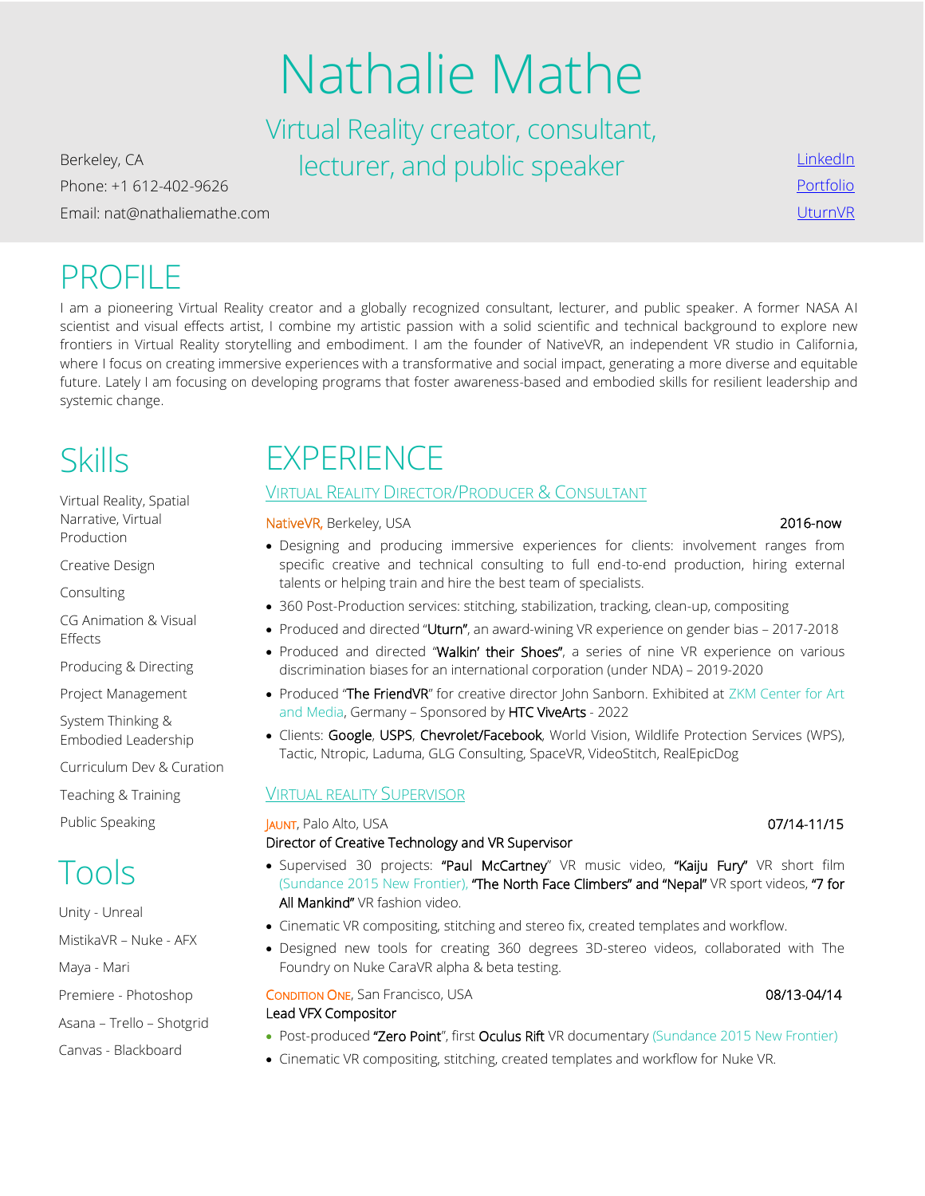# Nathalie Mathe

## Virtual Reality creator, consultant, lecturer, and public speaker

Berkeley, CA
Phone: +1 612-402-9626
Email: nat@nathaliemathe.com

[LinkedIn](#)
[Portfolio](#)
[UturnVR](#)

## PROFILE

I am a pioneering Virtual Reality creator and a globally recognized consultant, lecturer, and public speaker. A former NASA AI scientist and visual effects artist, I combine my artistic passion with a solid scientific and technical background to explore new frontiers in Virtual Reality storytelling and embodiment. I am the founder of NativeVR, an independent VR studio in California, where I focus on creating immersive experiences with a transformative and social impact, generating a more diverse and equitable future. Lately I am focusing on developing programs that foster awareness-based and embodied skills for resilient leadership and systemic change.

## Skills

- Virtual Reality, Spatial Narrative, Virtual Production
- Creative Design
- Consulting
- CG Animation & Visual Effects
- Producing & Directing
- Project Management
- System Thinking & Embodied Leadership
- Curriculum Dev & Curation
- Teaching & Training
- Public Speaking

## Tools

- Unity - Unreal
- MistikaVR – Nuke - AFX
- Maya - Mari
- Premiere - Photoshop
- Asana – Trello – Shotgrid
- Canvas - Blackboard

## EXPERIENCE

### Virtual Reality Director/Producer & Consultant

**NativeVR,** Berkeley, USA — 2016-now

- Designing and producing immersive experiences for clients: involvement ranges from specific creative and technical consulting to full end-to-end production, hiring external talents or helping train and hire the best team of specialists.
- 360 Post-Production services: stitching, stabilization, tracking, clean-up, compositing
- Produced and directed "**Uturn**", an award-wining VR experience on gender bias – 2017-2018
- Produced and directed "**Walkin' their Shoes**", a series of nine VR experience on various discrimination biases for an international corporation (under NDA) – 2019-2020
- Produced "**The FriendVR**" for creative director John Sanborn. Exhibited at ZKM Center for Art and Media, Germany – Sponsored by **HTC ViveArts** - 2022
- Clients: **Google**, **USPS**, **Chevrolet/Facebook**, World Vision, Wildlife Protection Services (WPS), Tactic, Ntropic, Laduma, GLG Consulting, SpaceVR, VideoStitch, RealEpicDog

### Virtual reality Supervisor

**Jaunt**, Palo Alto, USA — 07/14-11/15

Director of Creative Technology and VR Supervisor

- Supervised 30 projects: **"Paul McCartney**" VR music video, **"Kaiju Fury"** VR short film (Sundance 2015 New Frontier), **"The North Face Climbers" and "Nepal"** VR sport videos, **"7 for All Mankind"** VR fashion video.
- Cinematic VR compositing, stitching and stereo fix, created templates and workflow.
- Designed new tools for creating 360 degrees 3D-stereo videos, collaborated with The Foundry on Nuke CaraVR alpha & beta testing.

**Condition One**, San Francisco, USA — 08/13-04/14

Lead VFX Compositor

- Post-produced **"Zero Point**", first **Oculus Rift** VR documentary (Sundance 2015 New Frontier)
- Cinematic VR compositing, stitching, created templates and workflow for Nuke VR.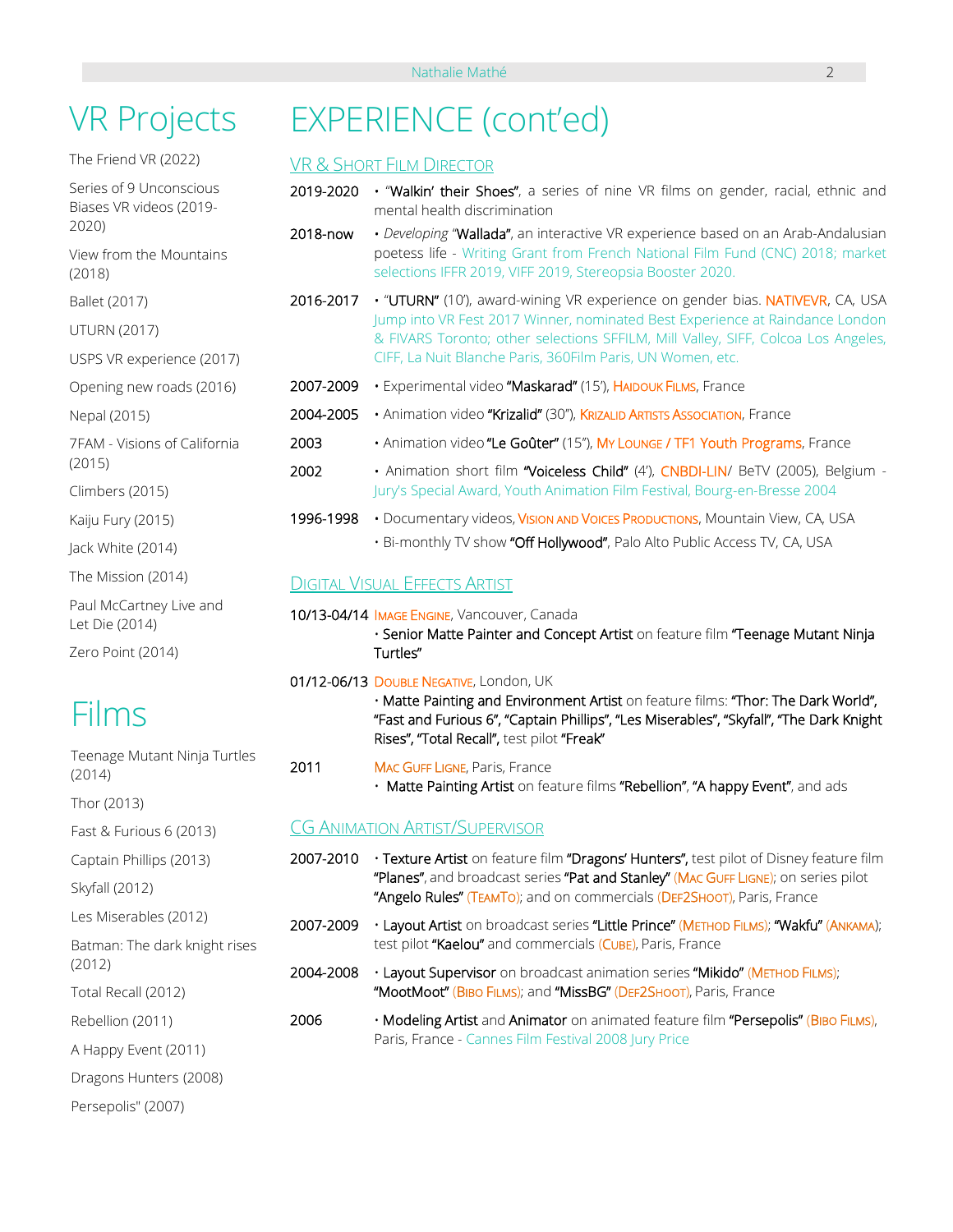# VR Projects

The Friend VR (2022)

Series of 9 Unconscious Biases VR videos (2019-2020)

View from the Mountains (2018)

Ballet (2017)

UTURN (2017)

USPS VR experience (2017)

Opening new roads (2016)

Nepal (2015)

7FAM - Visions of California (2015)

Climbers (2015)

Kaiju Fury (2015)

Jack White (2014)

The Mission (2014)

Paul McCartney Live and Let Die (2014)

Zero Point (2014)

# Films

Teenage Mutant Ninja Turtles (2014)

Thor (2013)

Fast & Furious 6 (2013)

Captain Phillips (2013)

Skyfall (2012)

Les Miserables (2012)

Batman: The dark knight rises (2012)

Total Recall (2012)

Rebellion (2011)

A Happy Event (2011)

Dragons Hunters (2008)

Persepolis" (2007)

# EXPERIENCE (cont'ed)

## VR & Short Film Director

**2019-2020** • "**Walkin' their Shoes**", a series of nine VR films on gender, racial, ethnic and mental health discrimination

**2018-now** • *Developing* "**Wallada**", an interactive VR experience based on an Arab-Andalusian poetess life - Writing Grant from French National Film Fund (CNC) 2018; market selections IFFR 2019, VIFF 2019, Stereopsia Booster 2020.

**2016-2017** • "**UTURN**" (10'), award-wining VR experience on gender bias. NATIVEVR, CA, USA Jump into VR Fest 2017 Winner, nominated Best Experience at Raindance London & FIVARS Toronto; other selections SFFILM, Mill Valley, SIFF, Colcoa Los Angeles, CIFF, La Nuit Blanche Paris, 360Film Paris, UN Women, etc.

**2007-2009** • Experimental video **"Maskarad"** (15'), Haidouk Films, France

**2004-2005** • Animation video **"Krizalid"** (30"), Krizalid Artists Association, France

**2003** • Animation video **"Le Goûter"** (15"), My Lounge / TF1 Youth Programs, France

**2002** • Animation short film **"Voiceless Child"** (4'), CNBDI-LIN/ BeTV (2005), Belgium - Jury's Special Award, Youth Animation Film Festival, Bourg-en-Bresse 2004

**1996-1998** • Documentary videos, Vision and Voices Productions, Mountain View, CA, USA
• Bi-monthly TV show **"Off Hollywood"**, Palo Alto Public Access TV, CA, USA

## Digital Visual Effects Artist

**10/13-04/14** Image Engine, Vancouver, Canada
• **Senior Matte Painter and Concept Artist** on feature film **"Teenage Mutant Ninja Turtles"**

**01/12-06/13** Double Negative, London, UK
• **Matte Painting and Environment Artist** on feature films: **"Thor: The Dark World", "Fast and Furious 6", "Captain Phillips", "Les Miserables", "Skyfall", "The Dark Knight Rises", "Total Recall"**, test pilot **"Freak"**

**2011** Mac Guff Ligne, Paris, France
• **Matte Painting Artist** on feature films **"Rebellion"**, **"A happy Event"**, and ads

## CG Animation Artist/Supervisor

**2007-2010** • **Texture Artist** on feature film **"Dragons' Hunters",** test pilot of Disney feature film **"Planes"**, and broadcast series **"Pat and Stanley"** (Mac Guff Ligne); on series pilot **"Angelo Rules"** (TeamTo); and on commercials (Def2Shoot), Paris, France

**2007-2009** • **Layout Artist** on broadcast series **"Little Prince"** (Method Films); **"Wakfu"** (Ankama); test pilot **"Kaelou"** and commercials (Cube), Paris, France

**2004-2008** • **Layout Supervisor** on broadcast animation series **"Mikido"** (Method Films); **"MootMoot"** (Bibo Films); and **"MissBG"** (Def2Shoot), Paris, France

**2006** • **Modeling Artist** and **Animator** on animated feature film **"Persepolis"** (Bibo Films), Paris, France - Cannes Film Festival 2008 Jury Price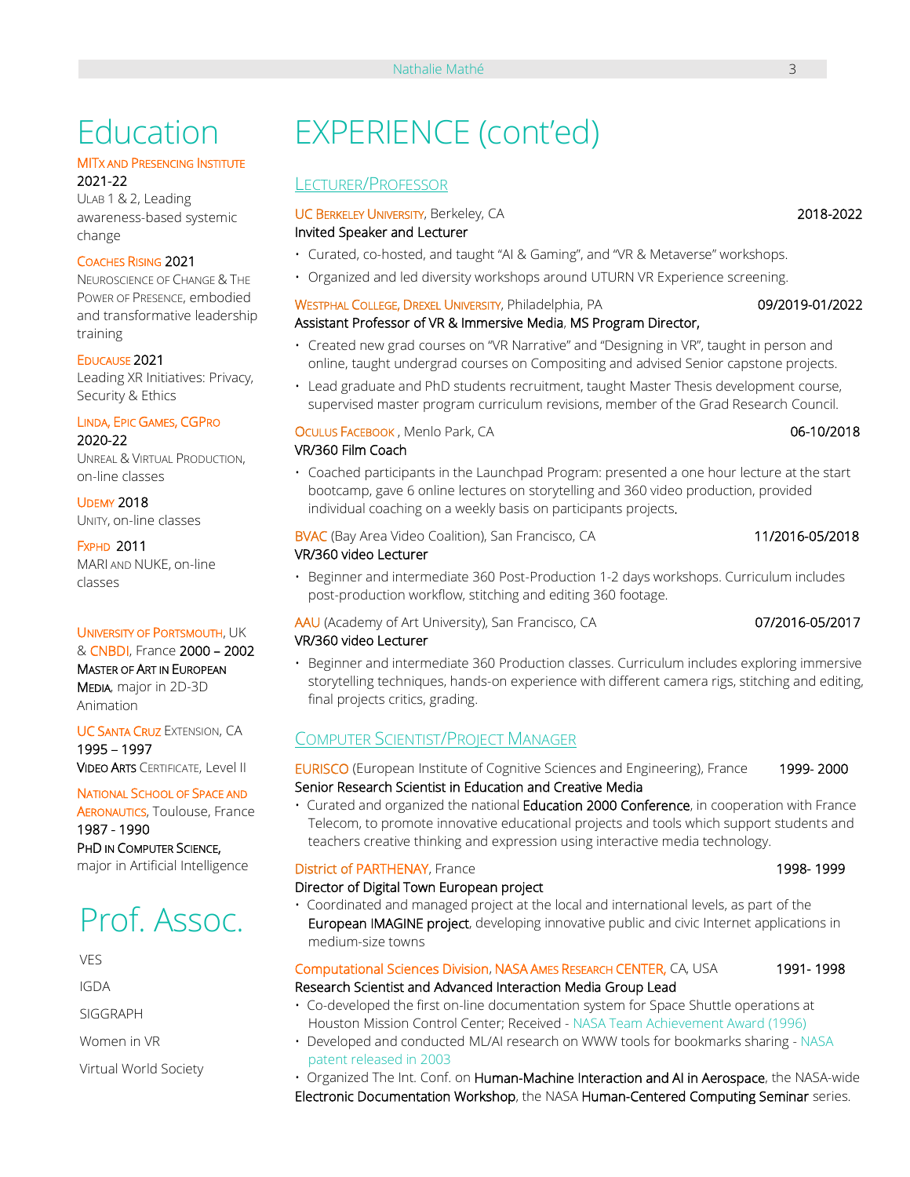# Education

MITx and Presencing Institute
2021-22
ULab 1 & 2, Leading awareness-based systemic change

Coaches Rising 2021
Neuroscience of Change & The Power of Presence, embodied and transformative leadership training

Educause 2021
Leading XR Initiatives: Privacy, Security & Ethics

Linda, Epic Games, CGPro
2020-22
Unreal & Virtual Production, on-line classes

Udemy 2018
Unity, on-line classes

FxPHD 2011
MARI and NUKE, on-line classes

University of Portsmouth, UK & CNBDI, France 2000 – 2002
Master of Art in European Media, major in 2D-3D Animation

UC Santa Cruz Extension, CA
1995 – 1997
Video Arts Certificate, Level II

National School of Space and Aeronautics, Toulouse, France
1987 - 1990
PhD in Computer Science, major in Artificial Intelligence

# Prof. Assoc.

VES

IGDA

SIGGRAPH

Women in VR

Virtual World Society

# EXPERIENCE (cont'ed)

## Lecturer/Professor

UC Berkeley University, Berkeley, CA — 2018-2022
Invited Speaker and Lecturer

- Curated, co-hosted, and taught "AI & Gaming", and "VR & Metaverse" workshops.
- Organized and led diversity workshops around UTURN VR Experience screening.

Westphal College, Drexel University, Philadelphia, PA — 09/2019-01/2022
Assistant Professor of VR & Immersive Media, MS Program Director,

- Created new grad courses on "VR Narrative" and "Designing in VR", taught in person and online, taught undergrad courses on Compositing and advised Senior capstone projects.
- Lead graduate and PhD students recruitment, taught Master Thesis development course, supervised master program curriculum revisions, member of the Grad Research Council.

Oculus Facebook , Menlo Park, CA — 06-10/2018
VR/360 Film Coach

- Coached participants in the Launchpad Program: presented a one hour lecture at the start bootcamp, gave 6 online lectures on storytelling and 360 video production, provided individual coaching on a weekly basis on participants projects.

BVAC (Bay Area Video Coalition), San Francisco, CA — 11/2016-05/2018
VR/360 video Lecturer

- Beginner and intermediate 360 Post-Production 1-2 days workshops. Curriculum includes post-production workflow, stitching and editing 360 footage.

AAU (Academy of Art University), San Francisco, CA — 07/2016-05/2017
VR/360 video Lecturer

- Beginner and intermediate 360 Production classes. Curriculum includes exploring immersive storytelling techniques, hands-on experience with different camera rigs, stitching and editing, final projects critics, grading.

## Computer Scientist/Project Manager

EURISCO (European Institute of Cognitive Sciences and Engineering), France — 1999- 2000
Senior Research Scientist in Education and Creative Media

- Curated and organized the national Education 2000 Conference, in cooperation with France Telecom, to promote innovative educational projects and tools which support students and teachers creative thinking and expression using interactive media technology.

District of PARTHENAY, France — 1998- 1999
Director of Digital Town European project

- Coordinated and managed project at the local and international levels, as part of the European IMAGINE project, developing innovative public and civic Internet applications in medium-size towns

Computational Sciences Division, NASA Ames Research CENTER, CA, USA — 1991- 1998
Research Scientist and Advanced Interaction Media Group Lead

- Co-developed the first on-line documentation system for Space Shuttle operations at Houston Mission Control Center; Received - NASA Team Achievement Award (1996)
- Developed and conducted ML/AI research on WWW tools for bookmarks sharing - NASA patent released in 2003
- Organized The Int. Conf. on Human-Machine Interaction and AI in Aerospace, the NASA-wide Electronic Documentation Workshop, the NASA Human-Centered Computing Seminar series.